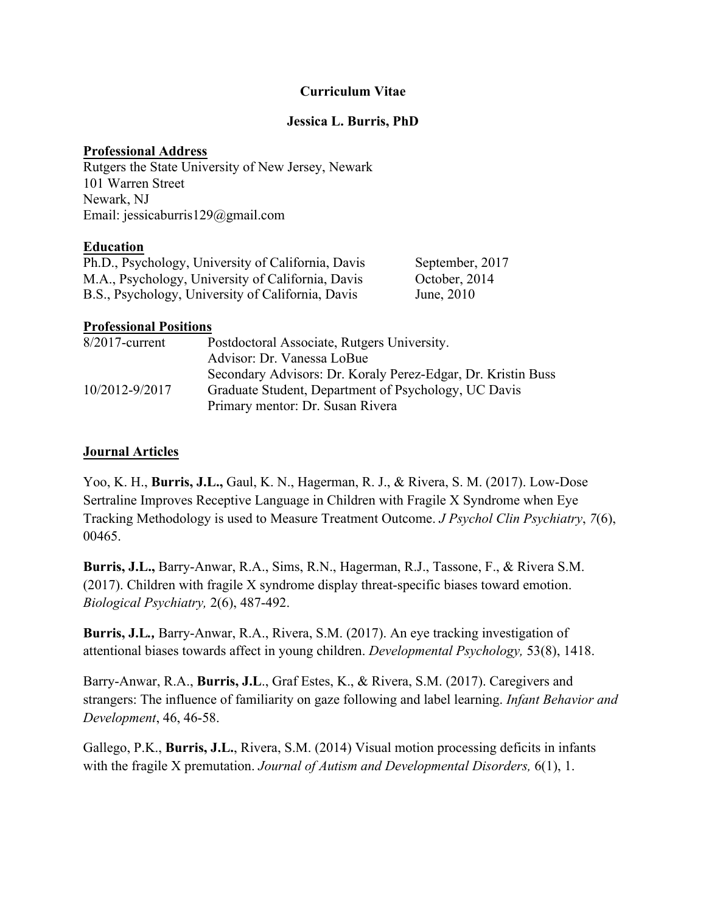# Curriculum Vitae

## Jessica L. Burris, PhD

**Professional Address**

Rutgers the State University of New Jersey, Newark
101 Warren Street
Newark, NJ
Email: jessicaburris129@gmail.com

**Education**

| | |
|---|---|
| Ph.D., Psychology, University of California, Davis | September, 2017 |
| M.A., Psychology, University of California, Davis | October, 2014 |
| B.S., Psychology, University of California, Davis | June, 2010 |

**Professional Positions**

| | |
|---|---|
| 8/2017-current | Postdoctoral Associate, Rutgers University.<br>Advisor: Dr. Vanessa LoBue<br>Secondary Advisors: Dr. Koraly Perez-Edgar, Dr. Kristin Buss |
| 10/2012-9/2017 | Graduate Student, Department of Psychology, UC Davis<br>Primary mentor: Dr. Susan Rivera |

**Journal Articles**

Yoo, K. H., **Burris, J.L.,** Gaul, K. N., Hagerman, R. J., & Rivera, S. M. (2017). Low-Dose Sertraline Improves Receptive Language in Children with Fragile X Syndrome when Eye Tracking Methodology is used to Measure Treatment Outcome. *J Psychol Clin Psychiatry*, *7*(6), 00465.

**Burris, J.L.,** Barry-Anwar, R.A., Sims, R.N., Hagerman, R.J., Tassone, F., & Rivera S.M. (2017). Children with fragile X syndrome display threat-specific biases toward emotion. *Biological Psychiatry,* 2(6), 487-492.

**Burris, J.L.,** Barry-Anwar, R.A., Rivera, S.M. (2017). An eye tracking investigation of attentional biases towards affect in young children. *Developmental Psychology,* 53(8), 1418.

Barry-Anwar, R.A., **Burris, J.L**., Graf Estes, K., & Rivera, S.M. (2017). Caregivers and strangers: The influence of familiarity on gaze following and label learning. *Infant Behavior and Development*, 46, 46-58.

Gallego, P.K., **Burris, J.L.**, Rivera, S.M. (2014) Visual motion processing deficits in infants with the fragile X premutation. *Journal of Autism and Developmental Disorders,* 6(1), 1.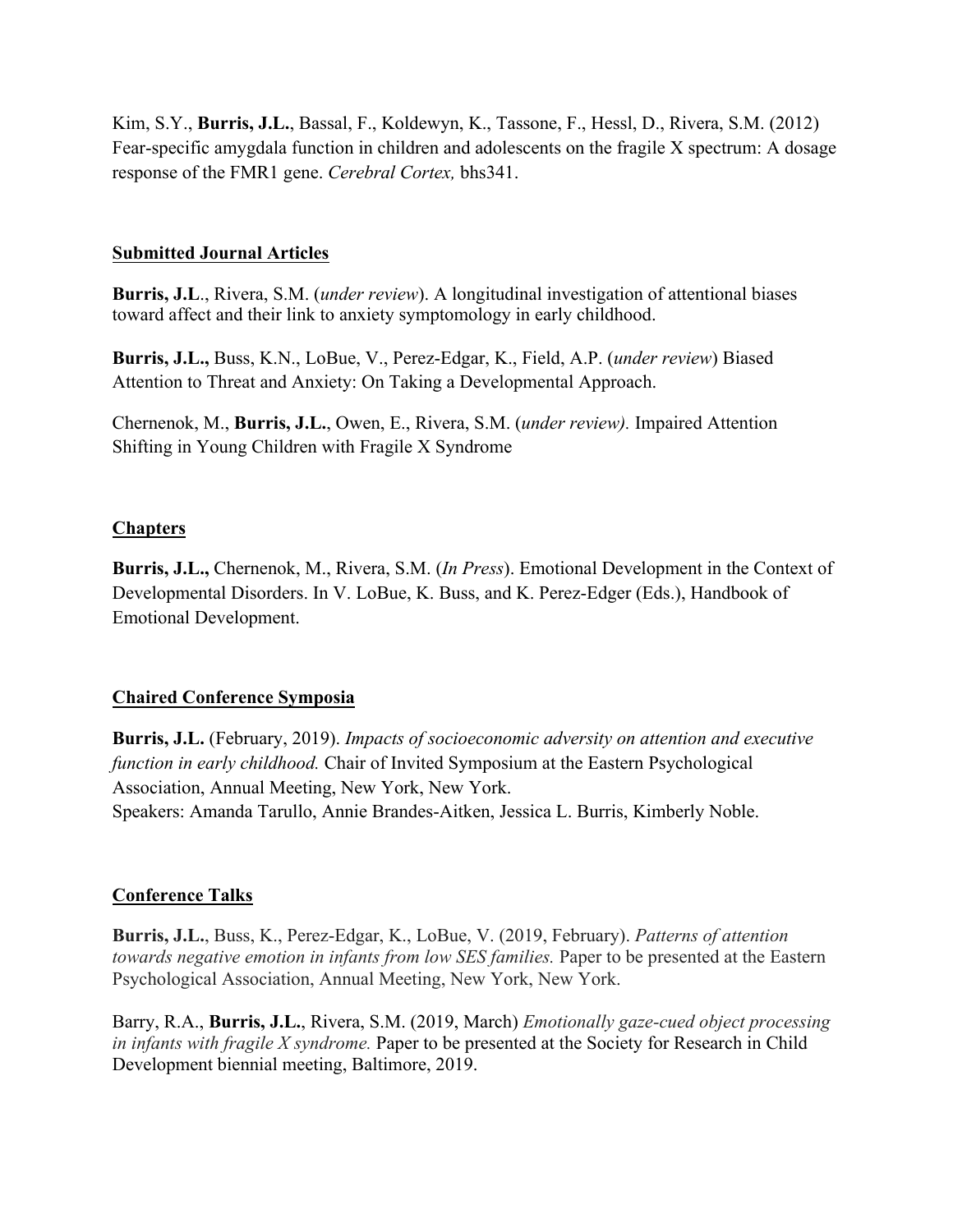Kim, S.Y., **Burris, J.L.**, Bassal, F., Koldewyn, K., Tassone, F., Hessl, D., Rivera, S.M. (2012) Fear-specific amygdala function in children and adolescents on the fragile X spectrum: A dosage response of the FMR1 gene. *Cerebral Cortex,* bhs341.

## Submitted Journal Articles

**Burris, J.L**., Rivera, S.M. (*under review*). A longitudinal investigation of attentional biases toward affect and their link to anxiety symptomology in early childhood.

**Burris, J.L.,** Buss, K.N., LoBue, V., Perez-Edgar, K., Field, A.P. (*under review*) Biased Attention to Threat and Anxiety: On Taking a Developmental Approach.

Chernenok, M., **Burris, J.L.**, Owen, E., Rivera, S.M. (*under review).* Impaired Attention Shifting in Young Children with Fragile X Syndrome

## Chapters

**Burris, J.L.,** Chernenok, M., Rivera, S.M. (*In Press*). Emotional Development in the Context of Developmental Disorders. In V. LoBue, K. Buss, and K. Perez-Edger (Eds.), Handbook of Emotional Development.

## Chaired Conference Symposia

**Burris, J.L.** (February, 2019). *Impacts of socioeconomic adversity on attention and executive function in early childhood.* Chair of Invited Symposium at the Eastern Psychological Association, Annual Meeting, New York, New York.
Speakers: Amanda Tarullo, Annie Brandes-Aitken, Jessica L. Burris, Kimberly Noble.

## Conference Talks

**Burris, J.L.**, Buss, K., Perez-Edgar, K., LoBue, V. (2019, February). *Patterns of attention towards negative emotion in infants from low SES families.* Paper to be presented at the Eastern Psychological Association, Annual Meeting, New York, New York.

Barry, R.A., **Burris, J.L.**, Rivera, S.M. (2019, March) *Emotionally gaze-cued object processing in infants with fragile X syndrome.* Paper to be presented at the Society for Research in Child Development biennial meeting, Baltimore, 2019.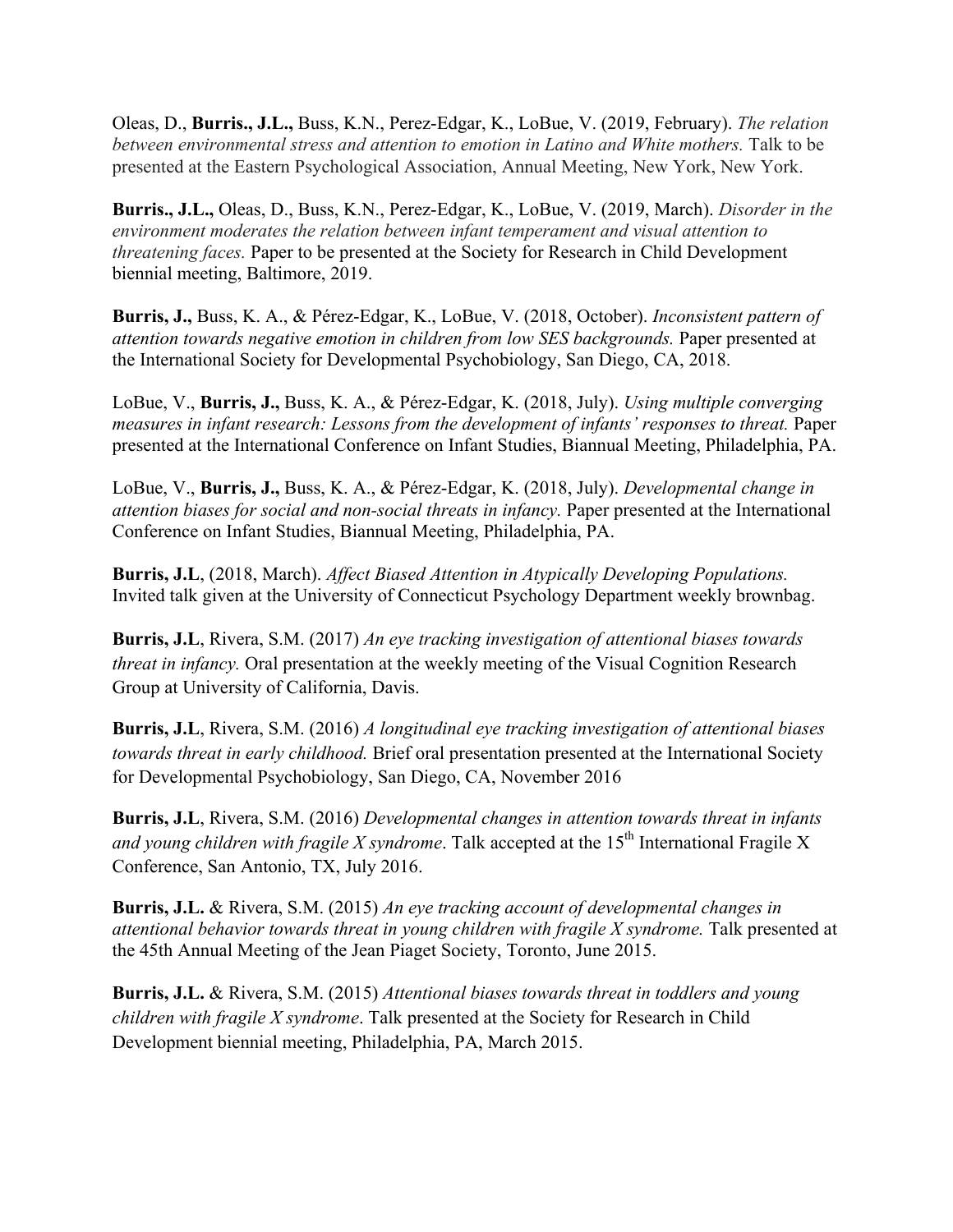Oleas, D., **Burris., J.L.,** Buss, K.N., Perez-Edgar, K., LoBue, V. (2019, February). *The relation between environmental stress and attention to emotion in Latino and White mothers.* Talk to be presented at the Eastern Psychological Association, Annual Meeting, New York, New York.

**Burris., J.L.,** Oleas, D., Buss, K.N., Perez-Edgar, K., LoBue, V. (2019, March). *Disorder in the environment moderates the relation between infant temperament and visual attention to threatening faces.* Paper to be presented at the Society for Research in Child Development biennial meeting, Baltimore, 2019.

**Burris, J.,** Buss, K. A., & Pérez-Edgar, K., LoBue, V. (2018, October). *Inconsistent pattern of attention towards negative emotion in children from low SES backgrounds.* Paper presented at the International Society for Developmental Psychobiology, San Diego, CA, 2018.

LoBue, V., **Burris, J.,** Buss, K. A., & Pérez-Edgar, K. (2018, July). *Using multiple converging measures in infant research: Lessons from the development of infants' responses to threat.* Paper presented at the International Conference on Infant Studies, Biannual Meeting, Philadelphia, PA.

LoBue, V., **Burris, J.,** Buss, K. A., & Pérez-Edgar, K. (2018, July). *Developmental change in attention biases for social and non-social threats in infancy.* Paper presented at the International Conference on Infant Studies, Biannual Meeting, Philadelphia, PA.

**Burris, J.L**, (2018, March). *Affect Biased Attention in Atypically Developing Populations.* Invited talk given at the University of Connecticut Psychology Department weekly brownbag.

**Burris, J.L**, Rivera, S.M. (2017) *An eye tracking investigation of attentional biases towards threat in infancy.* Oral presentation at the weekly meeting of the Visual Cognition Research Group at University of California, Davis.

**Burris, J.L**, Rivera, S.M. (2016) *A longitudinal eye tracking investigation of attentional biases towards threat in early childhood.* Brief oral presentation presented at the International Society for Developmental Psychobiology, San Diego, CA, November 2016

**Burris, J.L**, Rivera, S.M. (2016) *Developmental changes in attention towards threat in infants and young children with fragile X syndrome*. Talk accepted at the 15th International Fragile X Conference, San Antonio, TX, July 2016.

**Burris, J.L.** & Rivera, S.M. (2015) *An eye tracking account of developmental changes in attentional behavior towards threat in young children with fragile X syndrome.* Talk presented at the 45th Annual Meeting of the Jean Piaget Society, Toronto, June 2015.

**Burris, J.L.** & Rivera, S.M. (2015) *Attentional biases towards threat in toddlers and young children with fragile X syndrome*. Talk presented at the Society for Research in Child Development biennial meeting, Philadelphia, PA, March 2015.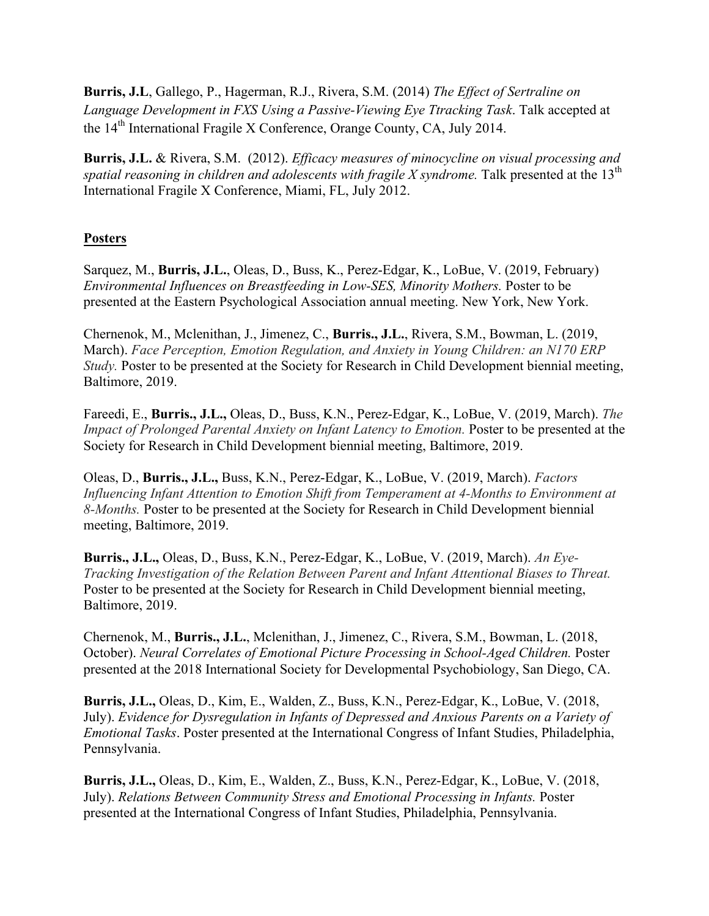**Burris, J.L**, Gallego, P., Hagerman, R.J., Rivera, S.M. (2014) *The Effect of Sertraline on Language Development in FXS Using a Passive-Viewing Eye Ttracking Task*. Talk accepted at the 14th International Fragile X Conference, Orange County, CA, July 2014.

**Burris, J.L.** & Rivera, S.M. (2012). *Efficacy measures of minocycline on visual processing and spatial reasoning in children and adolescents with fragile X syndrome.* Talk presented at the 13th International Fragile X Conference, Miami, FL, July 2012.

## Posters

Sarquez, M., **Burris, J.L.**, Oleas, D., Buss, K., Perez-Edgar, K., LoBue, V. (2019, February) *Environmental Influences on Breastfeeding in Low-SES, Minority Mothers.* Poster to be presented at the Eastern Psychological Association annual meeting. New York, New York.

Chernenok, M., Mclenithan, J., Jimenez, C., **Burris., J.L.**, Rivera, S.M., Bowman, L. (2019, March). *Face Perception, Emotion Regulation, and Anxiety in Young Children: an N170 ERP Study.* Poster to be presented at the Society for Research in Child Development biennial meeting, Baltimore, 2019.

Fareedi, E., **Burris., J.L.,** Oleas, D., Buss, K.N., Perez-Edgar, K., LoBue, V. (2019, March). *The Impact of Prolonged Parental Anxiety on Infant Latency to Emotion.* Poster to be presented at the Society for Research in Child Development biennial meeting, Baltimore, 2019.

Oleas, D., **Burris., J.L.,** Buss, K.N., Perez-Edgar, K., LoBue, V. (2019, March). *Factors Influencing Infant Attention to Emotion Shift from Temperament at 4-Months to Environment at 8-Months.* Poster to be presented at the Society for Research in Child Development biennial meeting, Baltimore, 2019.

**Burris., J.L.,** Oleas, D., Buss, K.N., Perez-Edgar, K., LoBue, V. (2019, March). *An Eye-Tracking Investigation of the Relation Between Parent and Infant Attentional Biases to Threat.* Poster to be presented at the Society for Research in Child Development biennial meeting, Baltimore, 2019.

Chernenok, M., **Burris., J.L.**, Mclenithan, J., Jimenez, C., Rivera, S.M., Bowman, L. (2018, October). *Neural Correlates of Emotional Picture Processing in School-Aged Children.* Poster presented at the 2018 International Society for Developmental Psychobiology, San Diego, CA.

**Burris, J.L.,** Oleas, D., Kim, E., Walden, Z., Buss, K.N., Perez-Edgar, K., LoBue, V. (2018, July). *Evidence for Dysregulation in Infants of Depressed and Anxious Parents on a Variety of Emotional Tasks*. Poster presented at the International Congress of Infant Studies, Philadelphia, Pennsylvania.

**Burris, J.L.,** Oleas, D., Kim, E., Walden, Z., Buss, K.N., Perez-Edgar, K., LoBue, V. (2018, July). *Relations Between Community Stress and Emotional Processing in Infants.* Poster presented at the International Congress of Infant Studies, Philadelphia, Pennsylvania.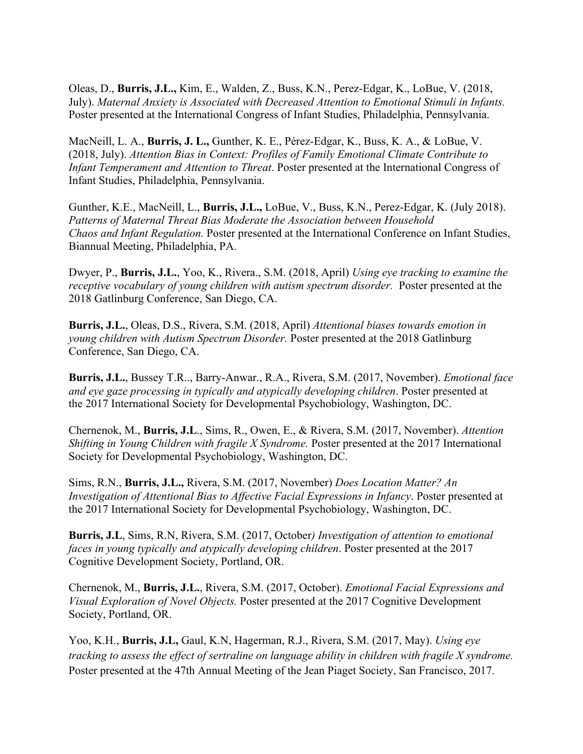Oleas, D., **Burris, J.L.,** Kim, E., Walden, Z., Buss, K.N., Perez-Edgar, K., LoBue, V. (2018, July). *Maternal Anxiety is Associated with Decreased Attention to Emotional Stimuli in Infants.* Poster presented at the International Congress of Infant Studies, Philadelphia, Pennsylvania.

MacNeill, L. A., **Burris, J. L.,** Gunther, K. E., Pérez-Edgar, K., Buss, K. A., & LoBue, V. (2018, July). *Attention Bias in Context: Profiles of Family Emotional Climate Contribute to Infant Temperament and Attention to Threat*. Poster presented at the International Congress of Infant Studies, Philadelphia, Pennsylvania.

Gunther, K.E., MacNeill, L., **Burris, J.L.,** LoBue, V., Buss, K.N., Perez-Edgar, K. (July 2018). *Patterns of Maternal Threat Bias Moderate the Association between Household Chaos and Infant Regulation.* Poster presented at the International Conference on Infant Studies, Biannual Meeting, Philadelphia, PA.

Dwyer, P., **Burris, J.L.**, Yoo, K., Rivera., S.M. (2018, April) *Using eye tracking to examine the receptive vocabulary of young children with autism spectrum disorder.* Poster presented at the 2018 Gatlinburg Conference, San Diego, CA.

**Burris, J.L.**, Oleas, D.S., Rivera, S.M. (2018, April) *Attentional biases towards emotion in young children with Autism Spectrum Disorder.* Poster presented at the 2018 Gatlinburg Conference, San Diego, CA.

**Burris, J.L.**, Bussey T.R.., Barry-Anwar., R.A., Rivera, S.M. (2017, November). *Emotional face and eye gaze processing in typically and atypically developing children*. Poster presented at the 2017 International Society for Developmental Psychobiology, Washington, DC.

Chernenok, M., **Burris, J.L**., Sims, R., Owen, E., & Rivera, S.M. (2017, November). *Attention Shifting in Young Children with fragile X Syndrome.* Poster presented at the 2017 International Society for Developmental Psychobiology, Washington, DC.

Sims, R.N., **Burris, J.L.,** Rivera, S.M. (2017, November) *Does Location Matter? An Investigation of Attentional Bias to Affective Facial Expressions in Infancy*. Poster presented at the 2017 International Society for Developmental Psychobiology, Washington, DC.

**Burris, J.L**, Sims, R.N, Rivera, S.M. (2017, October*) Investigation of attention to emotional faces in young typically and atypically developing children*. Poster presented at the 2017 Cognitive Development Society, Portland, OR.

Chernenok, M., **Burris, J.L.**, Rivera, S.M. (2017, October). *Emotional Facial Expressions and Visual Exploration of Novel Objects.* Poster presented at the 2017 Cognitive Development Society, Portland, OR.

Yoo, K.H., **Burris, J.L,** Gaul, K.N, Hagerman, R.J., Rivera, S.M. (2017, May). *Using eye tracking to assess the effect of sertraline on language ability in children with fragile X syndrome.* Poster presented at the 47th Annual Meeting of the Jean Piaget Society, San Francisco, 2017.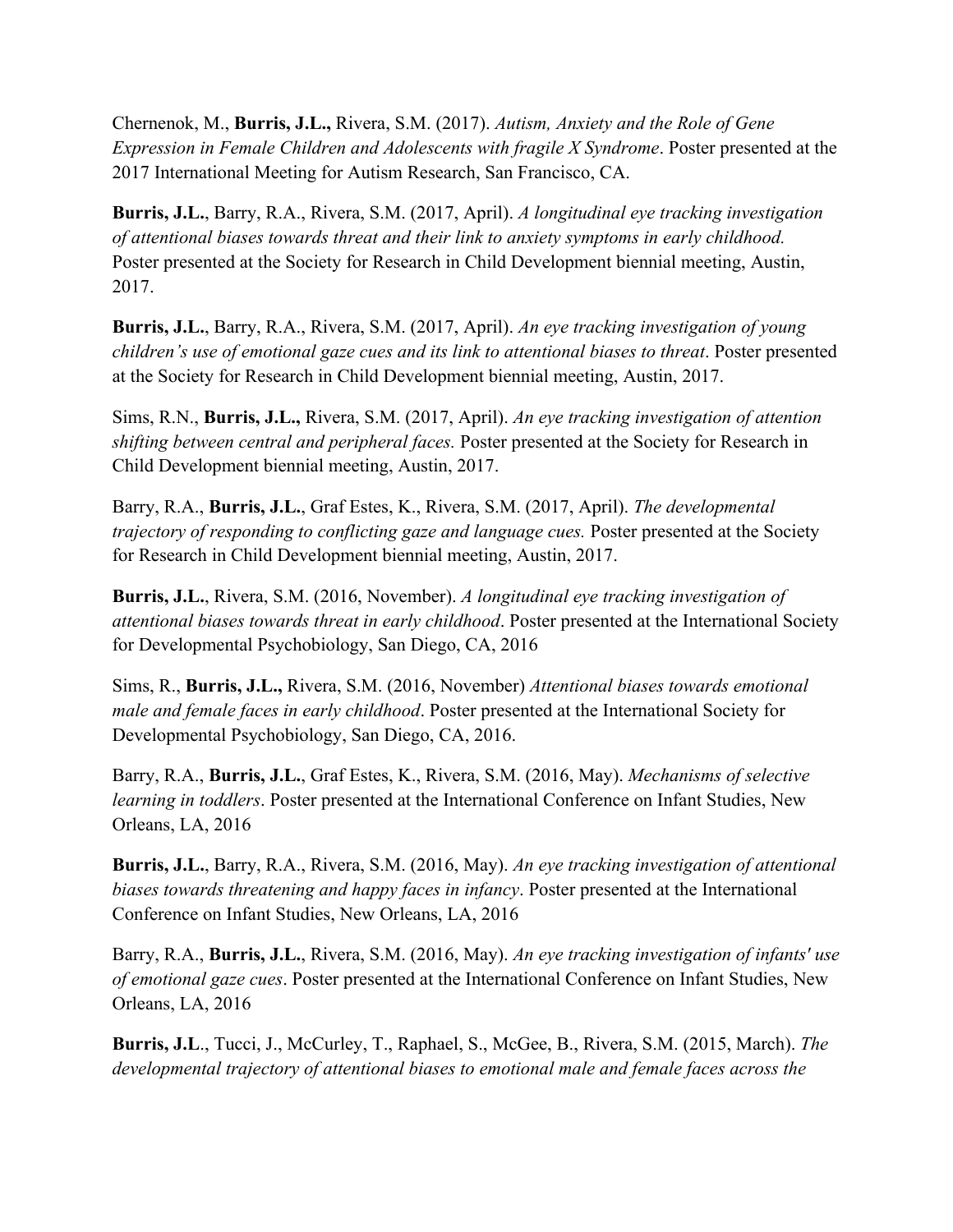Chernenok, M., **Burris, J.L.,** Rivera, S.M. (2017). *Autism, Anxiety and the Role of Gene Expression in Female Children and Adolescents with fragile X Syndrome*. Poster presented at the 2017 International Meeting for Autism Research, San Francisco, CA.

**Burris, J.L.**, Barry, R.A., Rivera, S.M. (2017, April). *A longitudinal eye tracking investigation of attentional biases towards threat and their link to anxiety symptoms in early childhood.* Poster presented at the Society for Research in Child Development biennial meeting, Austin, 2017.

**Burris, J.L.**, Barry, R.A., Rivera, S.M. (2017, April). *An eye tracking investigation of young children's use of emotional gaze cues and its link to attentional biases to threat*. Poster presented at the Society for Research in Child Development biennial meeting, Austin, 2017.

Sims, R.N., **Burris, J.L.,** Rivera, S.M. (2017, April). *An eye tracking investigation of attention shifting between central and peripheral faces.* Poster presented at the Society for Research in Child Development biennial meeting, Austin, 2017.

Barry, R.A., **Burris, J.L.**, Graf Estes, K., Rivera, S.M. (2017, April). *The developmental trajectory of responding to conflicting gaze and language cues.* Poster presented at the Society for Research in Child Development biennial meeting, Austin, 2017.

**Burris, J.L.**, Rivera, S.M. (2016, November). *A longitudinal eye tracking investigation of attentional biases towards threat in early childhood*. Poster presented at the International Society for Developmental Psychobiology, San Diego, CA, 2016

Sims, R., **Burris, J.L.,** Rivera, S.M. (2016, November) *Attentional biases towards emotional male and female faces in early childhood*. Poster presented at the International Society for Developmental Psychobiology, San Diego, CA, 2016.

Barry, R.A., **Burris, J.L.**, Graf Estes, K., Rivera, S.M. (2016, May). *Mechanisms of selective learning in toddlers*. Poster presented at the International Conference on Infant Studies, New Orleans, LA, 2016

**Burris, J.L.**, Barry, R.A., Rivera, S.M. (2016, May). *An eye tracking investigation of attentional biases towards threatening and happy faces in infancy*. Poster presented at the International Conference on Infant Studies, New Orleans, LA, 2016

Barry, R.A., **Burris, J.L.**, Rivera, S.M. (2016, May). *An eye tracking investigation of infants' use of emotional gaze cues*. Poster presented at the International Conference on Infant Studies, New Orleans, LA, 2016

**Burris, J.L**., Tucci, J., McCurley, T., Raphael, S., McGee, B., Rivera, S.M. (2015, March). *The developmental trajectory of attentional biases to emotional male and female faces across the*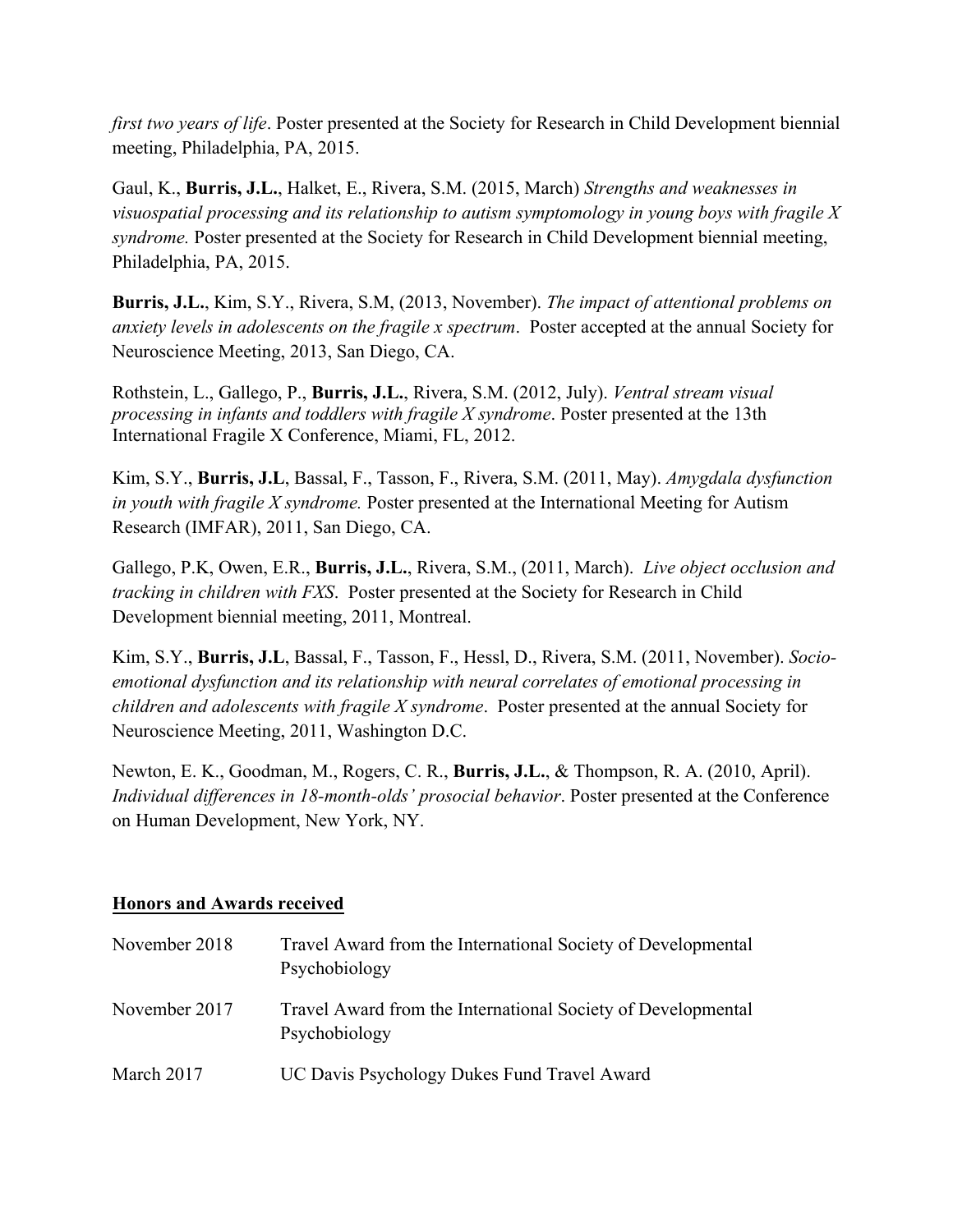*first two years of life*. Poster presented at the Society for Research in Child Development biennial meeting, Philadelphia, PA, 2015.

Gaul, K., **Burris, J.L.**, Halket, E., Rivera, S.M. (2015, March) *Strengths and weaknesses in visuospatial processing and its relationship to autism symptomology in young boys with fragile X syndrome.* Poster presented at the Society for Research in Child Development biennial meeting, Philadelphia, PA, 2015.

**Burris, J.L.**, Kim, S.Y., Rivera, S.M, (2013, November). *The impact of attentional problems on anxiety levels in adolescents on the fragile x spectrum*. Poster accepted at the annual Society for Neuroscience Meeting, 2013, San Diego, CA.

Rothstein, L., Gallego, P., **Burris, J.L.**, Rivera, S.M. (2012, July). *Ventral stream visual processing in infants and toddlers with fragile X syndrome*. Poster presented at the 13th International Fragile X Conference, Miami, FL, 2012.

Kim, S.Y., **Burris, J.L**, Bassal, F., Tasson, F., Rivera, S.M. (2011, May). *Amygdala dysfunction in youth with fragile X syndrome.* Poster presented at the International Meeting for Autism Research (IMFAR), 2011, San Diego, CA.

Gallego, P.K, Owen, E.R., **Burris, J.L.**, Rivera, S.M., (2011, March). *Live object occlusion and tracking in children with FXS*. Poster presented at the Society for Research in Child Development biennial meeting, 2011, Montreal.

Kim, S.Y., **Burris, J.L**, Bassal, F., Tasson, F., Hessl, D., Rivera, S.M. (2011, November). *Socio-emotional dysfunction and its relationship with neural correlates of emotional processing in children and adolescents with fragile X syndrome*. Poster presented at the annual Society for Neuroscience Meeting, 2011, Washington D.C.

Newton, E. K., Goodman, M., Rogers, C. R., **Burris, J.L.**, & Thompson, R. A. (2010, April). *Individual differences in 18-month-olds' prosocial behavior*. Poster presented at the Conference on Human Development, New York, NY.

## Honors and Awards received

| | |
|---|---|
| November 2018 | Travel Award from the International Society of Developmental Psychobiology |
| November 2017 | Travel Award from the International Society of Developmental Psychobiology |
| March 2017 | UC Davis Psychology Dukes Fund Travel Award |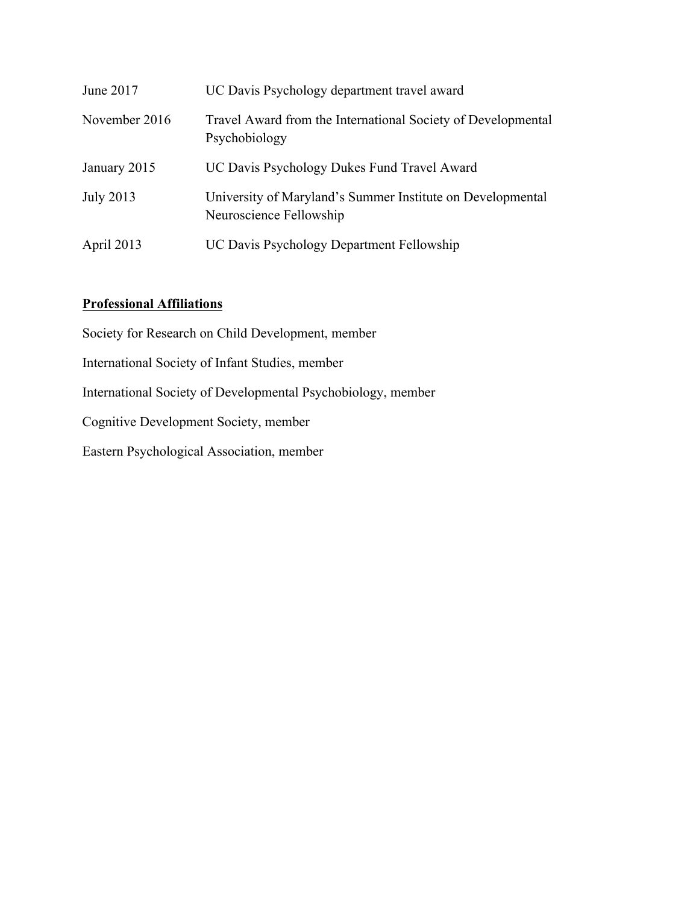| | |
|---|---|
| June 2017 | UC Davis Psychology department travel award |
| November 2016 | Travel Award from the International Society of Developmental Psychobiology |
| January 2015 | UC Davis Psychology Dukes Fund Travel Award |
| July 2013 | University of Maryland's Summer Institute on Developmental Neuroscience Fellowship |
| April 2013 | UC Davis Psychology Department Fellowship |

## Professional Affiliations

Society for Research on Child Development, member

International Society of Infant Studies, member

International Society of Developmental Psychobiology, member

Cognitive Development Society, member

Eastern Psychological Association, member